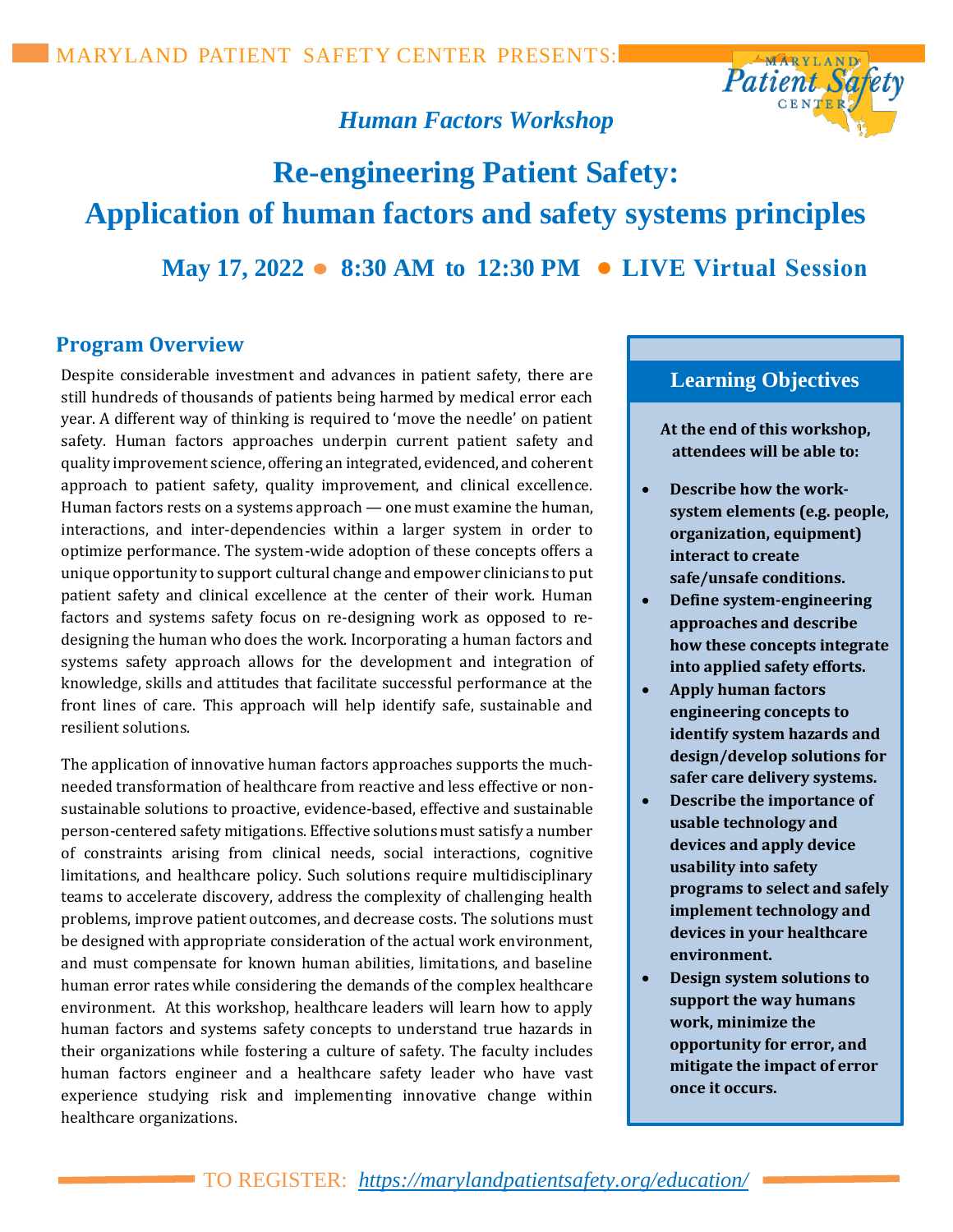MARYLAND PATIENT SAFETY CENTER PRESENTS:

*Human Factors Workshop*

# Re-engineering Patient Safety: Application of human factors and safety systems principles

**May 17, 2022 ● 8:30 AM to 12:30 PM ● LIVE Virtual Session**

## Program Overview

Despite considerable investment and advances in patient safety, there are still hundreds of thousands of patients being harmed by medical error each year. A different way of thinking is required to 'move the needle' on patient safety. Human factors approaches underpin current patient safety and quality improvement science, offering an integrated, evidenced, and coherent approach to patient safety, quality improvement, and clinical excellence. Human factors rests on a systems approach — one must examine the human, interactions, and inter-dependencies within a larger system in order to optimize performance. The system-wide adoption of these concepts offers a unique opportunity to support cultural change and empower clinicians to put patient safety and clinical excellence at the center of their work. Human factors and systems safety focus on re-designing work as opposed to re-designing the human who does the work. Incorporating a human factors and systems safety approach allows for the development and integration of knowledge, skills and attitudes that facilitate successful performance at the front lines of care. This approach will help identify safe, sustainable and resilient solutions.

The application of innovative human factors approaches supports the much-needed transformation of healthcare from reactive and less effective or non-sustainable solutions to proactive, evidence-based, effective and sustainable person-centered safety mitigations. Effective solutions must satisfy a number of constraints arising from clinical needs, social interactions, cognitive limitations, and healthcare policy. Such solutions require multidisciplinary teams to accelerate discovery, address the complexity of challenging health problems, improve patient outcomes, and decrease costs. The solutions must be designed with appropriate consideration of the actual work environment, and must compensate for known human abilities, limitations, and baseline human error rates while considering the demands of the complex healthcare environment. At this workshop, healthcare leaders will learn how to apply human factors and systems safety concepts to understand true hazards in their organizations while fostering a culture of safety. The faculty includes human factors engineer and a healthcare safety leader who have vast experience studying risk and implementing innovative change within healthcare organizations.

## Learning Objectives

**At the end of this workshop, attendees will be able to:**

- **Describe how the work-system elements (e.g. people, organization, equipment) interact to create safe/unsafe conditions.**
- **Define system-engineering approaches and describe how these concepts integrate into applied safety efforts.**
- **Apply human factors engineering concepts to identify system hazards and design/develop solutions for safer care delivery systems.**
- **Describe the importance of usable technology and devices and apply device usability into safety programs to select and safely implement technology and devices in your healthcare environment.**
- **Design system solutions to support the way humans work, minimize the opportunity for error, and mitigate the impact of error once it occurs.**

TO REGISTER: *https://marylandpatientsafety.org/education/*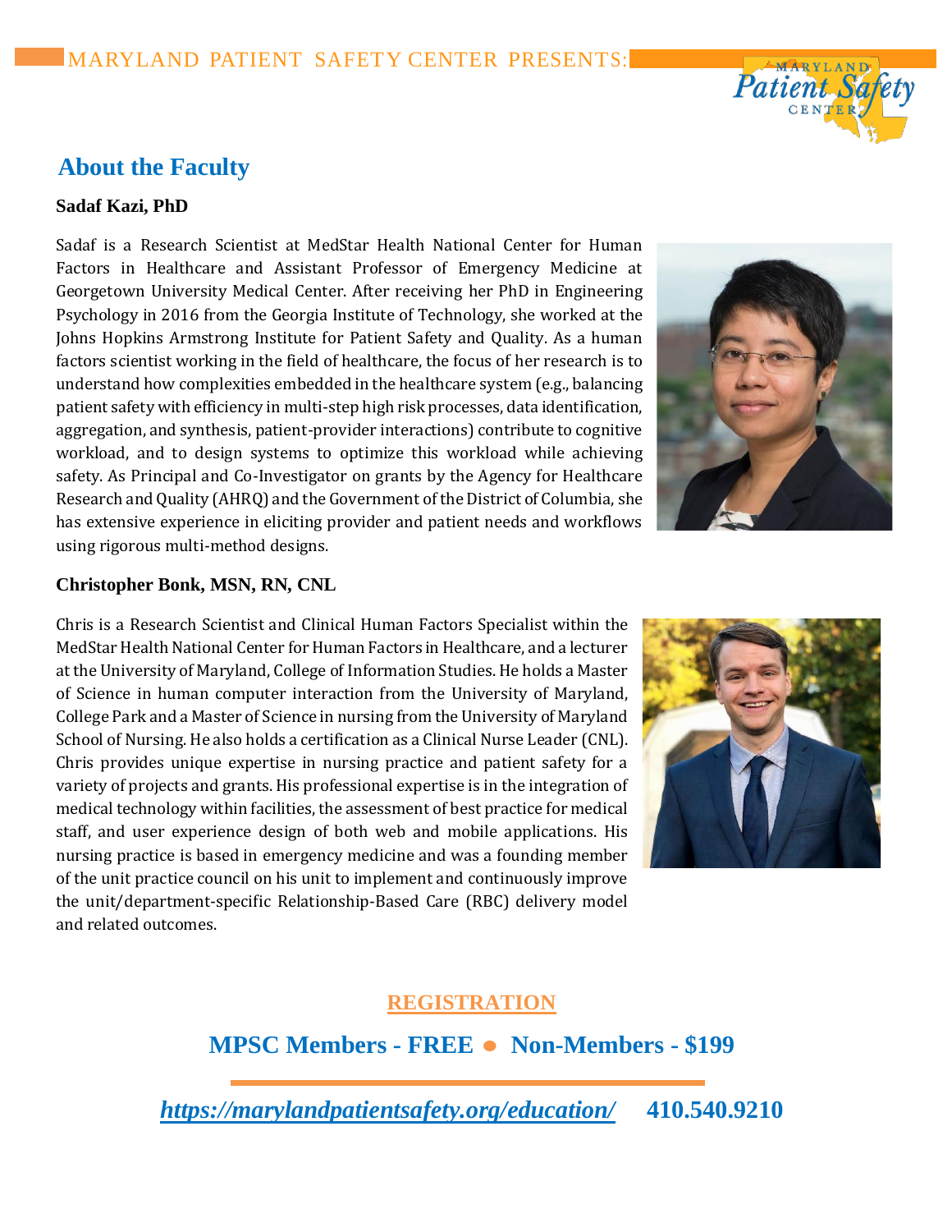MARYLAND PATIENT SAFETY CENTER PRESENTS:

## About the Faculty

**Sadaf Kazi, PhD**

Sadaf is a Research Scientist at MedStar Health National Center for Human Factors in Healthcare and Assistant Professor of Emergency Medicine at Georgetown University Medical Center. After receiving her PhD in Engineering Psychology in 2016 from the Georgia Institute of Technology, she worked at the Johns Hopkins Armstrong Institute for Patient Safety and Quality. As a human factors scientist working in the field of healthcare, the focus of her research is to understand how complexities embedded in the healthcare system (e.g., balancing patient safety with efficiency in multi-step high risk processes, data identification, aggregation, and synthesis, patient-provider interactions) contribute to cognitive workload, and to design systems to optimize this workload while achieving safety. As Principal and Co-Investigator on grants by the Agency for Healthcare Research and Quality (AHRQ) and the Government of the District of Columbia, she has extensive experience in eliciting provider and patient needs and workflows using rigorous multi-method designs.

**Christopher Bonk, MSN, RN, CNL**

Chris is a Research Scientist and Clinical Human Factors Specialist within the MedStar Health National Center for Human Factors in Healthcare, and a lecturer at the University of Maryland, College of Information Studies. He holds a Master of Science in human computer interaction from the University of Maryland, College Park and a Master of Science in nursing from the University of Maryland School of Nursing. He also holds a certification as a Clinical Nurse Leader (CNL). Chris provides unique expertise in nursing practice and patient safety for a variety of projects and grants. His professional expertise is in the integration of medical technology within facilities, the assessment of best practice for medical staff, and user experience design of both web and mobile applications. His nursing practice is based in emergency medicine and was a founding member of the unit practice council on his unit to implement and continuously improve the unit/department-specific Relationship-Based Care (RBC) delivery model and related outcomes.

**REGISTRATION**

**MPSC Members - FREE ● Non-Members - $199**

***https://marylandpatientsafety.org/education/*** **410.540.9210**